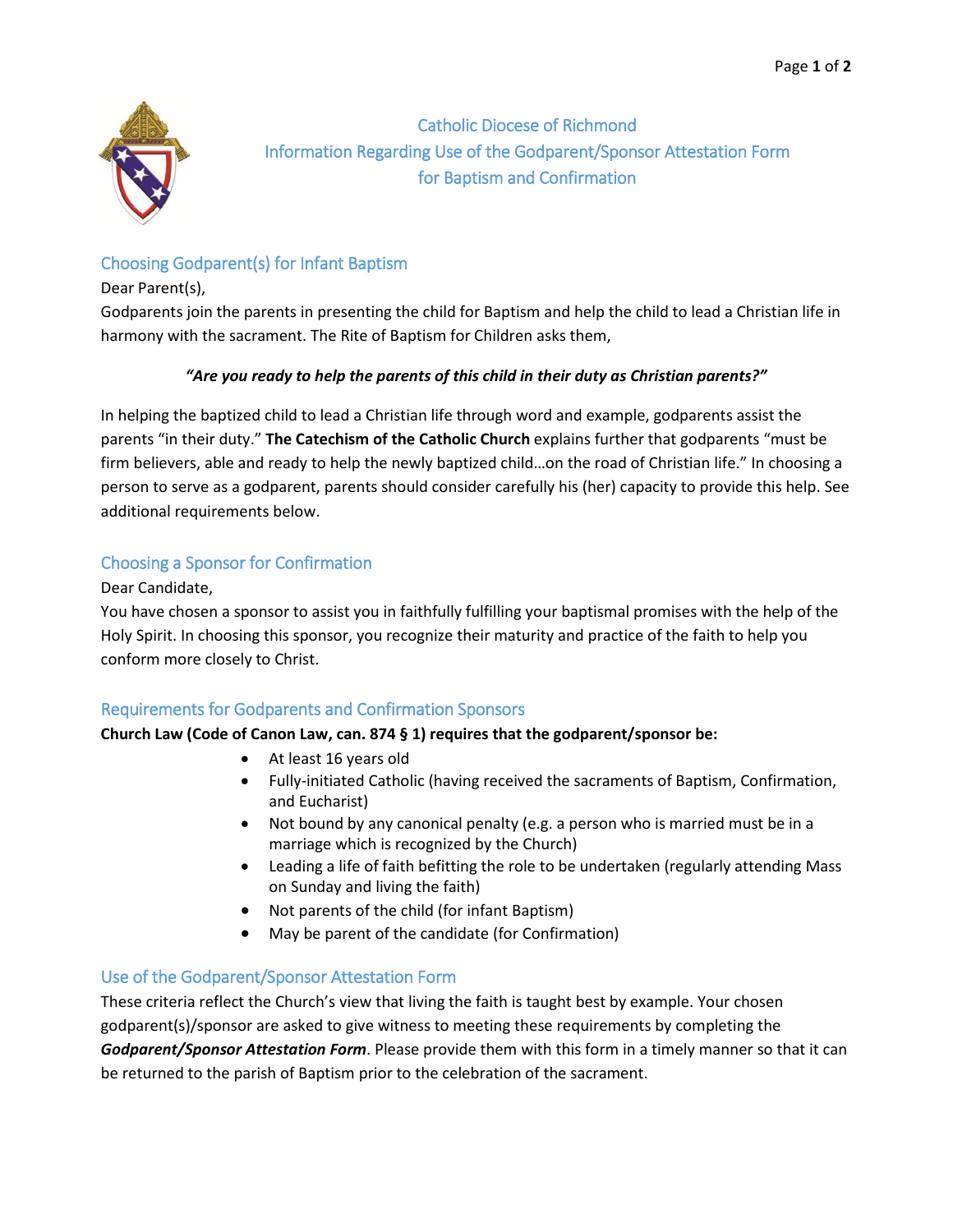# Catholic Diocese of Richmond
# Information Regarding Use of the Godparent/Sponsor Attestation Form for Baptism and Confirmation

## Choosing Godparent(s) for Infant Baptism

Dear Parent(s),

Godparents join the parents in presenting the child for Baptism and help the child to lead a Christian life in harmony with the sacrament. The Rite of Baptism for Children asks them,

***"Are you ready to help the parents of this child in their duty as Christian parents?"***

In helping the baptized child to lead a Christian life through word and example, godparents assist the parents "in their duty." **The Catechism of the Catholic Church** explains further that godparents "must be firm believers, able and ready to help the newly baptized child…on the road of Christian life." In choosing a person to serve as a godparent, parents should consider carefully his (her) capacity to provide this help. See additional requirements below.

## Choosing a Sponsor for Confirmation

Dear Candidate,

You have chosen a sponsor to assist you in faithfully fulfilling your baptismal promises with the help of the Holy Spirit. In choosing this sponsor, you recognize their maturity and practice of the faith to help you conform more closely to Christ.

## Requirements for Godparents and Confirmation Sponsors

**Church Law (Code of Canon Law, can. 874 § 1) requires that the godparent/sponsor be:**

- At least 16 years old
- Fully-initiated Catholic (having received the sacraments of Baptism, Confirmation, and Eucharist)
- Not bound by any canonical penalty (e.g. a person who is married must be in a marriage which is recognized by the Church)
- Leading a life of faith befitting the role to be undertaken (regularly attending Mass on Sunday and living the faith)
- Not parents of the child (for infant Baptism)
- May be parent of the candidate (for Confirmation)

## Use of the Godparent/Sponsor Attestation Form

These criteria reflect the Church's view that living the faith is taught best by example. Your chosen godparent(s)/sponsor are asked to give witness to meeting these requirements by completing the ***Godparent/Sponsor Attestation Form***. Please provide them with this form in a timely manner so that it can be returned to the parish of Baptism prior to the celebration of the sacrament.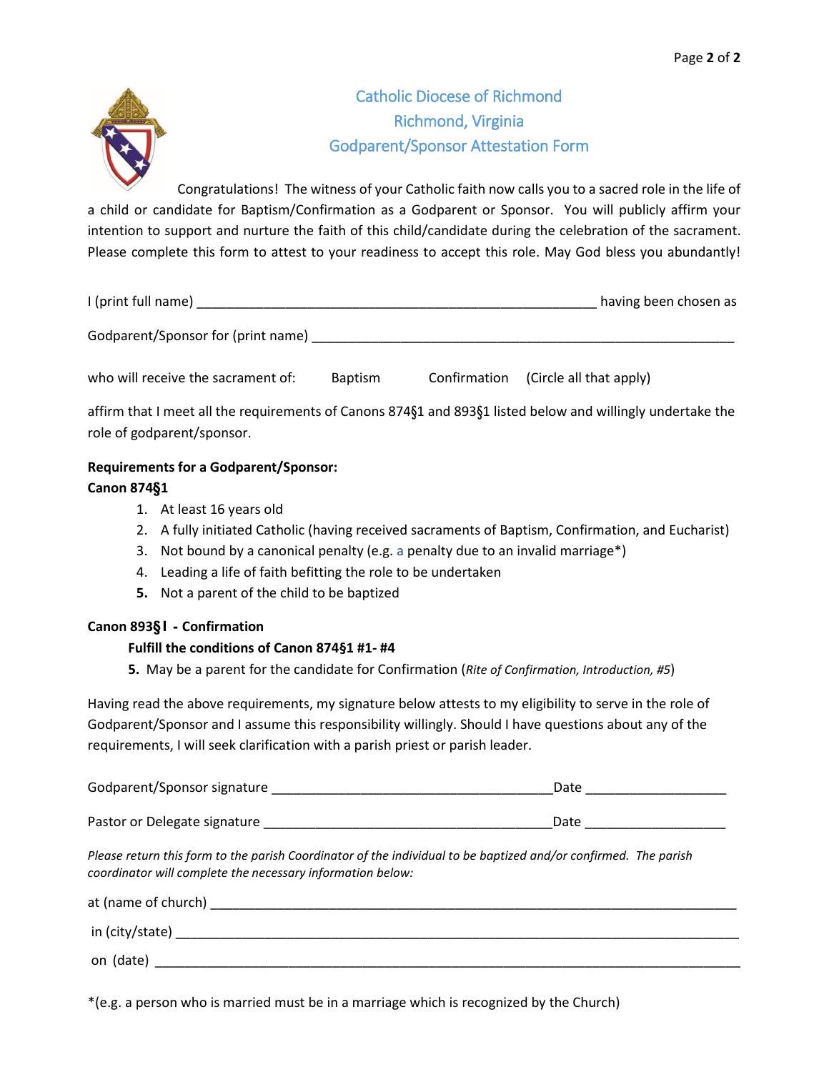# Catholic Diocese of Richmond
## Richmond, Virginia
## Godparent/Sponsor Attestation Form

Congratulations! The witness of your Catholic faith now calls you to a sacred role in the life of a child or candidate for Baptism/Confirmation as a Godparent or Sponsor. You will publicly affirm your intention to support and nurture the faith of this child/candidate during the celebration of the sacrament. Please complete this form to attest to your readiness to accept this role. May God bless you abundantly!

I (print full name) ______________________________________________________ having been chosen as

Godparent/Sponsor for (print name) _________________________________________________________

who will receive the sacrament of: Baptism Confirmation (Circle all that apply)

affirm that I meet all the requirements of Canons 874§1 and 893§1 listed below and willingly undertake the role of godparent/sponsor.

**Requirements for a Godparent/Sponsor:**
**Canon 874§1**

1. At least 16 years old
2. A fully initiated Catholic (having received sacraments of Baptism, Confirmation, and Eucharist)
3. Not bound by a canonical penalty (e.g. a penalty due to an invalid marriage*)
4. Leading a life of faith befitting the role to be undertaken
5. Not a parent of the child to be baptized

**Canon 893§l - Confirmation**

**Fulfill the conditions of Canon 874§1 #1- #4**

**5.** May be a parent for the candidate for Confirmation (*Rite of Confirmation, Introduction, #5*)

Having read the above requirements, my signature below attests to my eligibility to serve in the role of Godparent/Sponsor and I assume this responsibility willingly. Should I have questions about any of the requirements, I will seek clarification with a parish priest or parish leader.

Godparent/Sponsor signature ______________________________________Date ___________________

Pastor or Delegate signature _______________________________________Date ___________________

*Please return this form to the parish Coordinator of the individual to be baptized and/or confirmed. The parish coordinator will complete the necessary information below:*

at (name of church) _______________________________________________________________________

in (city/state) ___________________________________________________________________________

on (date) _______________________________________________________________________________

*(e.g. a person who is married must be in a marriage which is recognized by the Church)